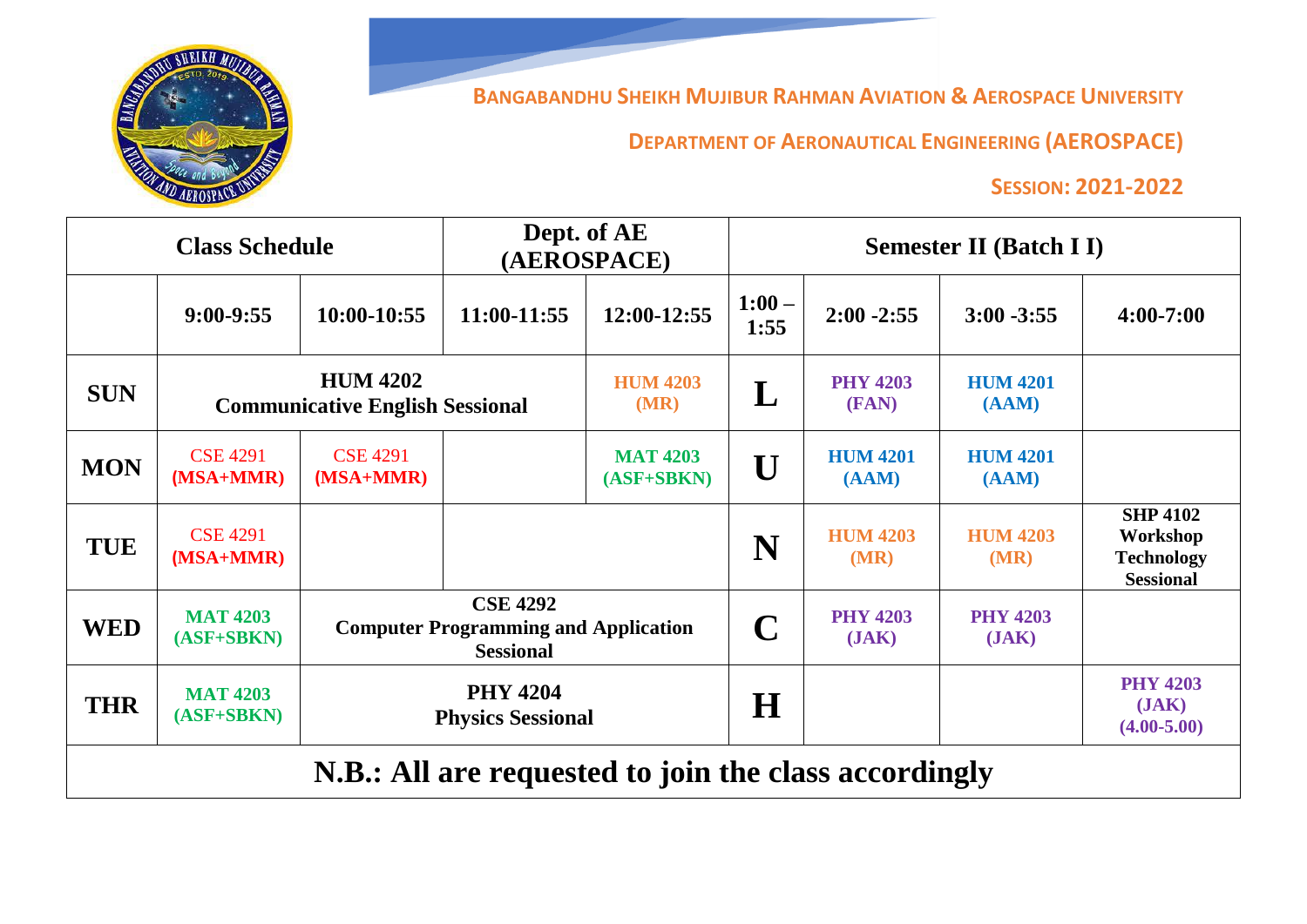**BANGABANDHU SHEIKH MUJIBUR RAHMAN AVIATION & AEROSPACE UNIVERSITY**

**DEPARTMENT OF AERONAUTICAL ENGINEERING (AEROSPACE)**

**SESSION: 2021-2022**

| Class Schedule | | | Dept. of AE (AEROSPACE) | | Semester II (Batch I I) | | | |
|---|---|---|---|---|---|---|---|---|
| | 9:00-9:55 | 10:00-10:55 | 11:00-11:55 | 12:00-12:55 | 1:00 – 1:55 | 2:00 -2:55 | 3:00 -3:55 | 4:00-7:00 |
| **SUN** | **HUM 4202 Communicative English Sessional** | | | **HUM 4203 (MR)** | **L** | **PHY 4203 (FAN)** | **HUM 4201 (AAM)** | |
| **MON** | CSE 4291 **(MSA+MMR)** | CSE 4291 **(MSA+MMR)** | | **MAT 4203 (ASF+SBKN)** | **U** | **HUM 4201 (AAM)** | **HUM 4201 (AAM)** | |
| **TUE** | CSE 4291 **(MSA+MMR)** | | | | **N** | **HUM 4203 (MR)** | **HUM 4203 (MR)** | **SHP 4102 Workshop Technology Sessional** |
| **WED** | **MAT 4203 (ASF+SBKN)** | **CSE 4292 Computer Programming and Application Sessional** | | | **C** | **PHY 4203 (JAK)** | **PHY 4203 (JAK)** | |
| **THR** | **MAT 4203 (ASF+SBKN)** | **PHY 4204 Physics Sessional** | | | **H** | | | **PHY 4203 (JAK) (4.00-5.00)** |

**N.B.: All are requested to join the class accordingly**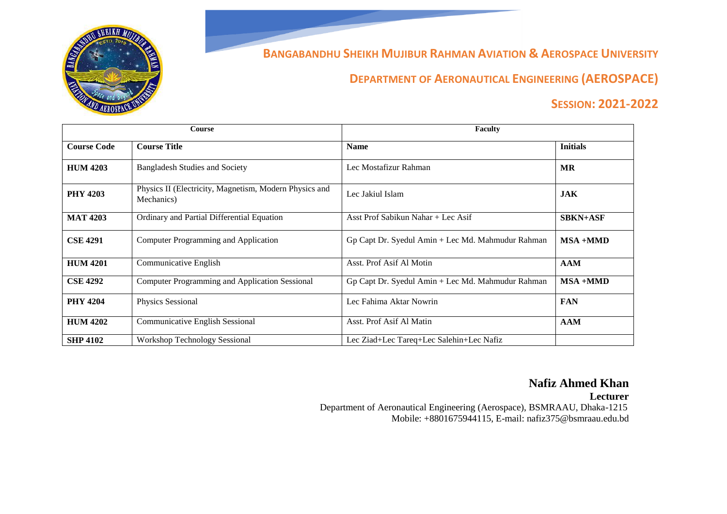**BANGABANDHU SHEIKH MUJIBUR RAHMAN AVIATION & AEROSPACE UNIVERSITY**

**DEPARTMENT OF AERONAUTICAL ENGINEERING (AEROSPACE)**

**SESSION: 2021-2022**

| Course | | Faculty | |
|---|---|---|---|
| **Course Code** | **Course Title** | **Name** | **Initials** |
| **HUM 4203** | Bangladesh Studies and Society | Lec Mostafizur Rahman | **MR** |
| **PHY 4203** | Physics II (Electricity, Magnetism, Modern Physics and Mechanics) | Lec Jakiul Islam | **JAK** |
| **MAT 4203** | Ordinary and Partial Differential Equation | Asst Prof Sabikun Nahar + Lec Asif | **SBKN+ASF** |
| **CSE 4291** | Computer Programming and Application | Gp Capt Dr. Syedul Amin + Lec Md. Mahmudur Rahman | **MSA +MMD** |
| **HUM 4201** | Communicative English | Asst. Prof Asif Al Motin | **AAM** |
| **CSE 4292** | Computer Programming and Application Sessional | Gp Capt Dr. Syedul Amin + Lec Md. Mahmudur Rahman | **MSA +MMD** |
| **PHY 4204** | Physics Sessional | Lec Fahima Aktar Nowrin | **FAN** |
| **HUM 4202** | Communicative English Sessional | Asst. Prof Asif Al Matin | **AAM** |
| **SHP 4102** | Workshop Technology Sessional | Lec Ziad+Lec Tareq+Lec Salehin+Lec Nafiz | |

**Nafiz Ahmed Khan**
**Lecturer**
Department of Aeronautical Engineering (Aerospace), BSMRAAU, Dhaka-1215
Mobile: +8801675944115, E-mail: nafiz375@bsmraau.edu.bd